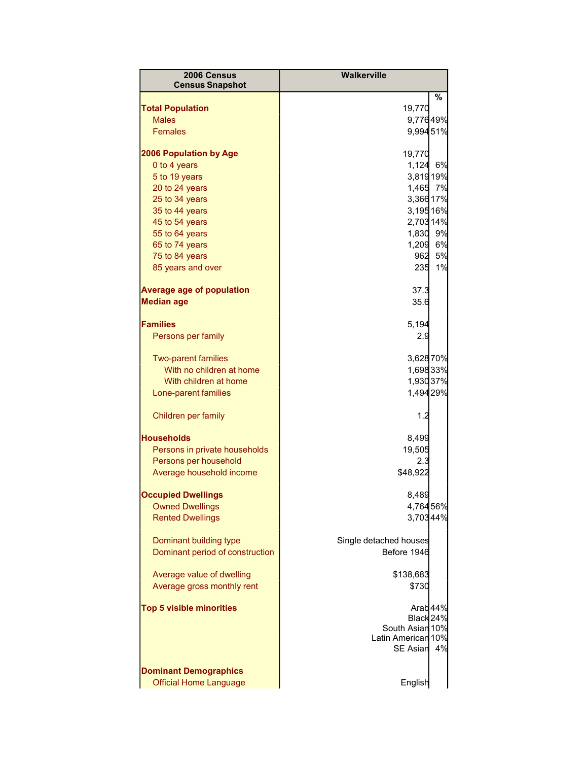| 2006 Census Census Snapshot | Walkerville | % |
|---|---|---|
| **Total Population** | 19,770 | |
| Males | 9,776 | 49% |
| Females | 9,994 | 51% |
| | | |
| **2006 Population by Age** | 19,770 | |
| 0 to 4 years | 1,124 | 6% |
| 5 to 19 years | 3,819 | 19% |
| 20 to 24 years | 1,465 | 7% |
| 25 to 34 years | 3,366 | 17% |
| 35 to 44 years | 3,195 | 16% |
| 45 to 54 years | 2,703 | 14% |
| 55 to 64 years | 1,830 | 9% |
| 65 to 74 years | 1,209 | 6% |
| 75 to 84 years | 962 | 5% |
| 85 years and over | 235 | 1% |
| | | |
| **Average age of population** | 37.3 | |
| **Median age** | 35.6 | |
| | | |
| **Families** | 5,194 | |
| Persons per family | 2.9 | |
| | | |
| Two-parent families | 3,628 | 70% |
| With no children at home | 1,698 | 33% |
| With children at home | 1,930 | 37% |
| Lone-parent families | 1,494 | 29% |
| | | |
| Children per family | 1.2 | |
| | | |
| **Households** | 8,499 | |
| Persons in private households | 19,505 | |
| Persons per household | 2.3 | |
| Average household income | $48,922 | |
| | | |
| **Occupied Dwellings** | 8,489 | |
| Owned Dwellings | 4,764 | 56% |
| Rented Dwellings | 3,703 | 44% |
| | | |
| Dominant building type | Single detached houses | |
| Dominant period of construction | Before 1946 | |
| | | |
| Average value of dwelling | $138,683 | |
| Average gross monthly rent | $730 | |
| | | |
| **Top 5 visible minorities** | Arab | 44% |
| | Black | 24% |
| | South Asian | 10% |
| | Latin American | 10% |
| | SE Asian | 4% |
| | | |
| **Dominant Demographics** | | |
| Official Home Language | English | |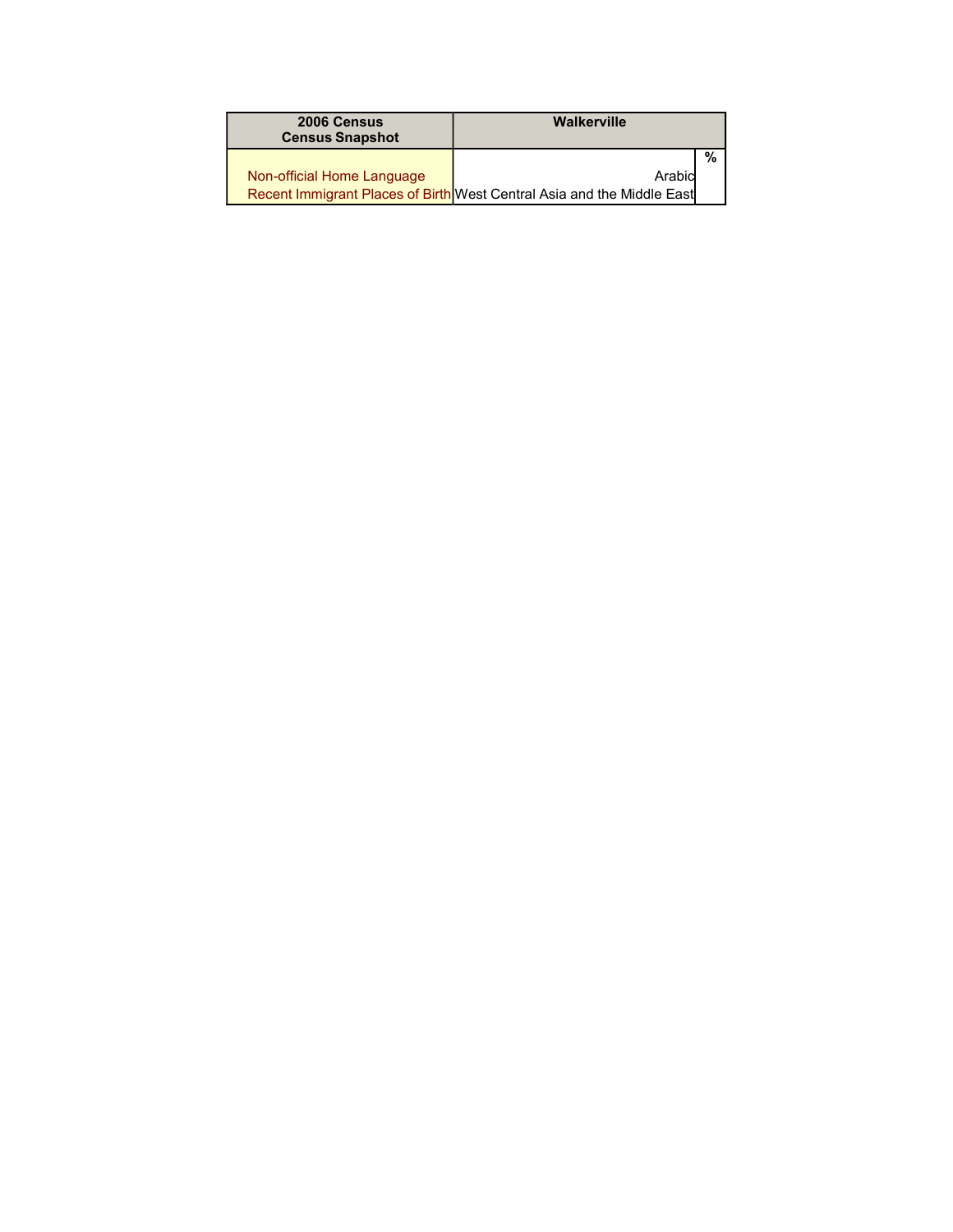| 2006 Census<br>Census Snapshot | Walkerville | |
|---|---|---|
| | | % |
| Non-official Home Language | Arabic | |
| Recent Immigrant Places of Birth | West Central Asia and the Middle East | |